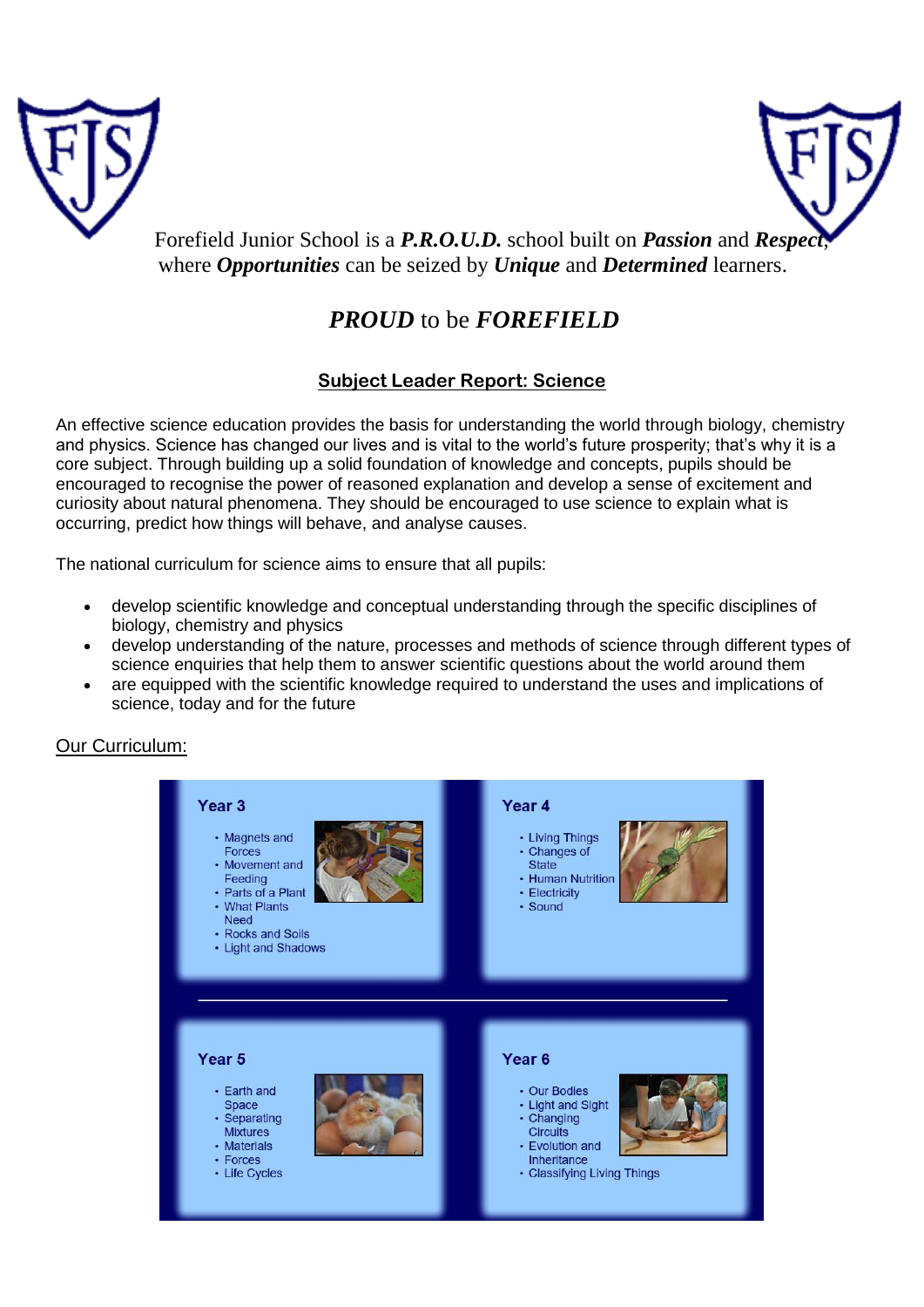Forefield Junior School is a ***P.R.O.U.D.*** school built on ***Passion*** and ***Respect***, where ***Opportunities*** can be seized by ***Unique*** and ***Determined*** learners.

# ***PROUD*** to be ***FOREFIELD***

## Subject Leader Report: Science

An effective science education provides the basis for understanding the world through biology, chemistry and physics. Science has changed our lives and is vital to the world's future prosperity; that's why it is a core subject. Through building up a solid foundation of knowledge and concepts, pupils should be encouraged to recognise the power of reasoned explanation and develop a sense of excitement and curiosity about natural phenomena. They should be encouraged to use science to explain what is occurring, predict how things will behave, and analyse causes.

The national curriculum for science aims to ensure that all pupils:

- develop scientific knowledge and conceptual understanding through the specific disciplines of biology, chemistry and physics
- develop understanding of the nature, processes and methods of science through different types of science enquiries that help them to answer scientific questions about the world around them
- are equipped with the scientific knowledge required to understand the uses and implications of science, today and for the future

### Our Curriculum:

**Year 3**
- Magnets and Forces
- Movement and Feeding
- Parts of a Plant
- What Plants Need
- Rocks and Soils
- Light and Shadows

**Year 4**
- Living Things
- Changes of State
- Human Nutrition
- Electricity
- Sound

**Year 5**
- Earth and Space
- Separating Mixtures
- Materials
- Forces
- Life Cycles

**Year 6**
- Our Bodies
- Light and Sight
- Changing Circuits
- Evolution and Inheritance
- Classifying Living Things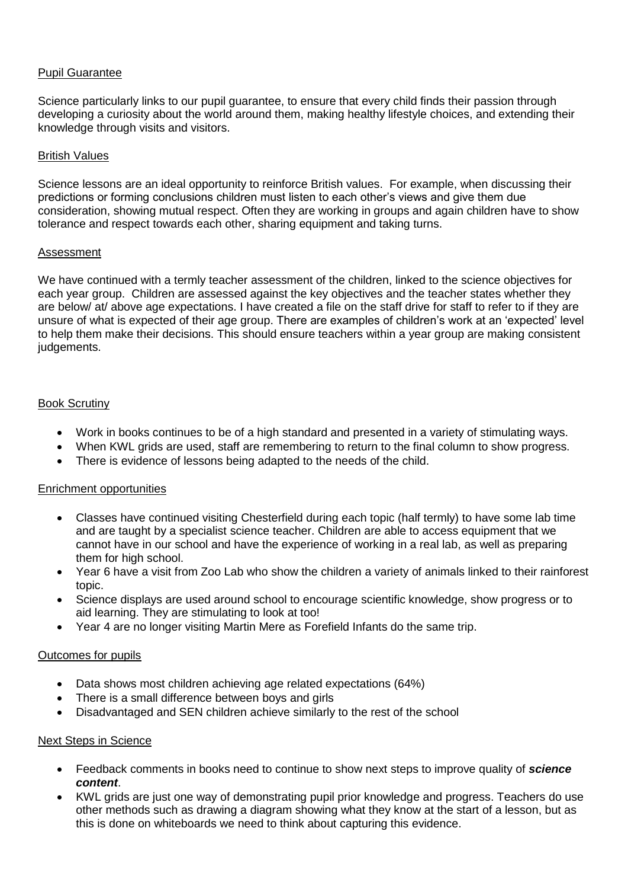## Pupil Guarantee

Science particularly links to our pupil guarantee, to ensure that every child finds their passion through developing a curiosity about the world around them, making healthy lifestyle choices, and extending their knowledge through visits and visitors.

## British Values

Science lessons are an ideal opportunity to reinforce British values. For example, when discussing their predictions or forming conclusions children must listen to each other's views and give them due consideration, showing mutual respect. Often they are working in groups and again children have to show tolerance and respect towards each other, sharing equipment and taking turns.

## Assessment

We have continued with a termly teacher assessment of the children, linked to the science objectives for each year group. Children are assessed against the key objectives and the teacher states whether they are below/ at/ above age expectations. I have created a file on the staff drive for staff to refer to if they are unsure of what is expected of their age group. There are examples of children's work at an 'expected' level to help them make their decisions. This should ensure teachers within a year group are making consistent judgements.

## Book Scrutiny

- Work in books continues to be of a high standard and presented in a variety of stimulating ways.
- When KWL grids are used, staff are remembering to return to the final column to show progress.
- There is evidence of lessons being adapted to the needs of the child.

## Enrichment opportunities

- Classes have continued visiting Chesterfield during each topic (half termly) to have some lab time and are taught by a specialist science teacher. Children are able to access equipment that we cannot have in our school and have the experience of working in a real lab, as well as preparing them for high school.
- Year 6 have a visit from Zoo Lab who show the children a variety of animals linked to their rainforest topic.
- Science displays are used around school to encourage scientific knowledge, show progress or to aid learning. They are stimulating to look at too!
- Year 4 are no longer visiting Martin Mere as Forefield Infants do the same trip.

## Outcomes for pupils

- Data shows most children achieving age related expectations (64%)
- There is a small difference between boys and girls
- Disadvantaged and SEN children achieve similarly to the rest of the school

## Next Steps in Science

- Feedback comments in books need to continue to show next steps to improve quality of ***science content***.
- KWL grids are just one way of demonstrating pupil prior knowledge and progress. Teachers do use other methods such as drawing a diagram showing what they know at the start of a lesson, but as this is done on whiteboards we need to think about capturing this evidence.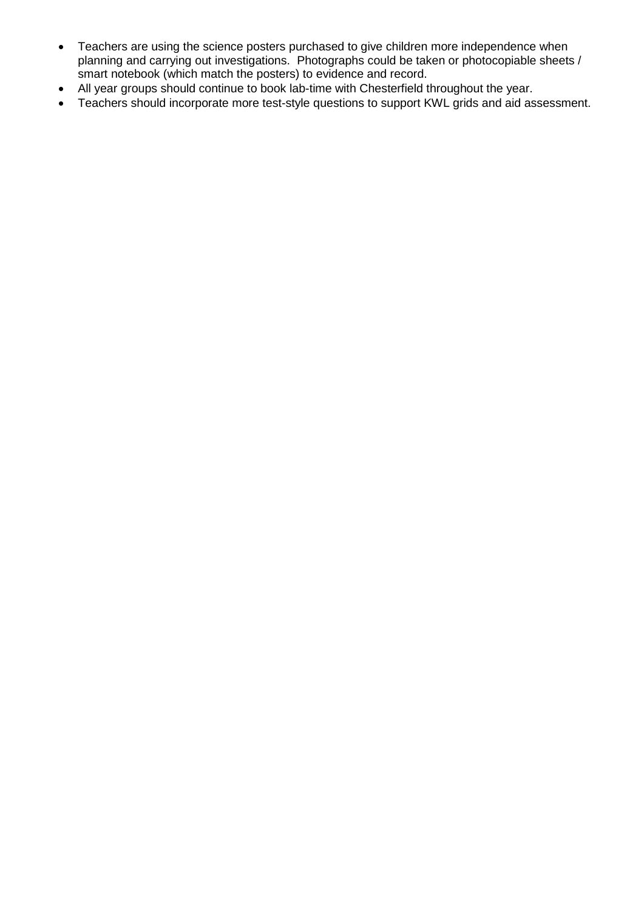- Teachers are using the science posters purchased to give children more independence when planning and carrying out investigations.  Photographs could be taken or photocopiable sheets / smart notebook (which match the posters) to evidence and record.
- All year groups should continue to book lab-time with Chesterfield throughout the year.
- Teachers should incorporate more test-style questions to support KWL grids and aid assessment.